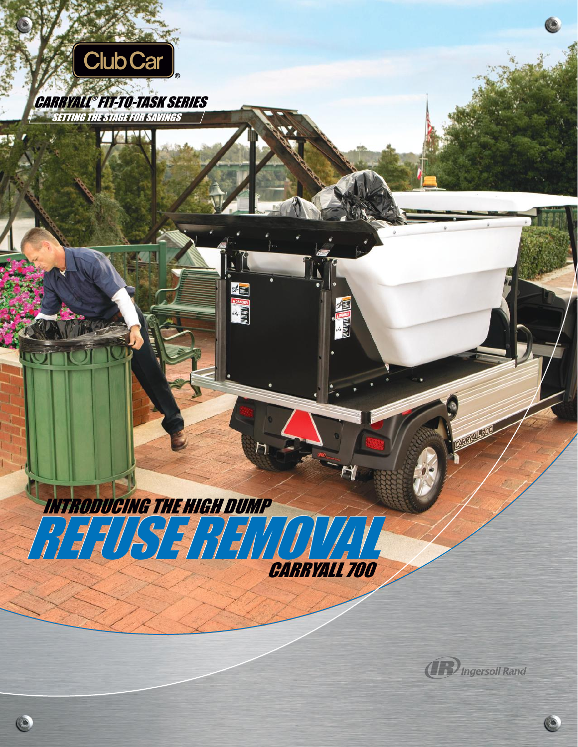Club Car®

## CARRYALL® FIT-TO-TASK SERIES

SETTING THE STAGE FOR SAVINGS

## INTRODUCING THE HIGH DUMP

# REFUSE REMOVAL

## CARRYALL 700

Ingersoll Rand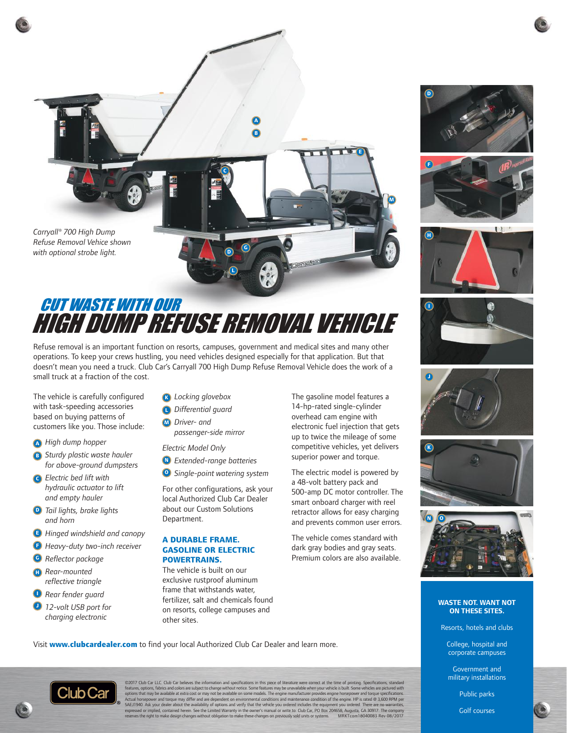*Carryall® 700 High Dump Refuse Removal Vehice shown with optional strobe light.*

# CUT WASTE WITH OUR HIGH DUMP REFUSE REMOVAL VEHICLE

Refuse removal is an important function on resorts, campuses, government and medical sites and many other operations. To keep your crews hustling, you need vehicles designed especially for that application. But that doesn't mean you need a truck. Club Car's Carryall 700 High Refuse Removal Vehicle does the work of a small truck at a fraction of the cost.

The vehicle is carefully configured with task-speeding accessories based on buying patterns of customers like you. Those include:

- **A** *High dump hopper*
- **B** *Sturdy plastic waste hauler for above-ground dumpsters*
- **C** *Electric bed lift with hydraulic actuator to lift and empty hauler*
- **D** *Tail lights, brake lights and horn*
- **E** *Hinged windshield and canopy*
- **F** *Heavy-duty two-inch receiver*
- **G** *Reflector package*
- **H** *Rear-mounted reflective triangle*
- **I** *Rear fender guard*
- **J** *12-volt USB port for charging electronic*
- **K** *Locking glovebox*
- **L** *Differential guard*
- **M** *Driver- and passenger-side mirror*

*Electric Model Only*

- **N** *Extended-range batteries*
- **O** *Single-point watering system*

For other configurations, ask your local Authorized Club Car Dealer about our Custom Solutions Department.

### A DURABLE FRAME. GASOLINE OR ELECTRIC POWERTRAINS.

The vehicle is built on our exclusive rustproof aluminum frame that withstands water, fertilizer, salt and chemicals found on resorts, college campuses and other sites.

The gasoline model features a 14-hp-rated single-cylinder overhead cam engine with electronic fuel injection that gets up to twice the mileage of some competitive vehicles, yet delivers superior power and torque.

The electric model is powered by a 48-volt battery pack and 500-amp DC motor controller. The smart onboard charger with reel retractor allows for easy charging and prevents common user errors.

The vehicle comes standard with dark gray bodies and gray seats. Premium colors are also available.

### WASTE NOT. WANT NOT ON THESE SITES.

Resorts, hotels and clubs

College, hospital and corporate campuses

Government and military installations

Public parks

Golf courses

Visit **www.clubcardealer.com** to find your local Authorized Club Car Dealer and learn more.

©2017 Club Car LLC. Club Car believes the information and specifications in this piece of literature were correct at the time of printing. Specifications, standard features, options, fabrics and colors are subject to change without notice. Some features may be unavailable when your vehicle is built. Some vehicles are pictured with options that may be available at extra cost or may not be available on some models. The engine manufacturer provides engine horsepower and torque specifications. Actual horsepower and torque may differ and are dependent on environmental conditions and maintenance condition of the engine. HP is rated @ 3,600 RPM per SAEJ1940. Ask your dealer about the availability of options and verify that the vehicle you ordered includes the equipment you ordered. There are no warranties, expressed or implied, contained herein. See the Limited Warranty in the owner's manual or write to: Club Car, PO Box 204658, Augusta, GA 30917. The company reserves the right to make design changes without obligation to make these changes on previously sold units or systems. MRKTcom18040083 Rev 08/2017